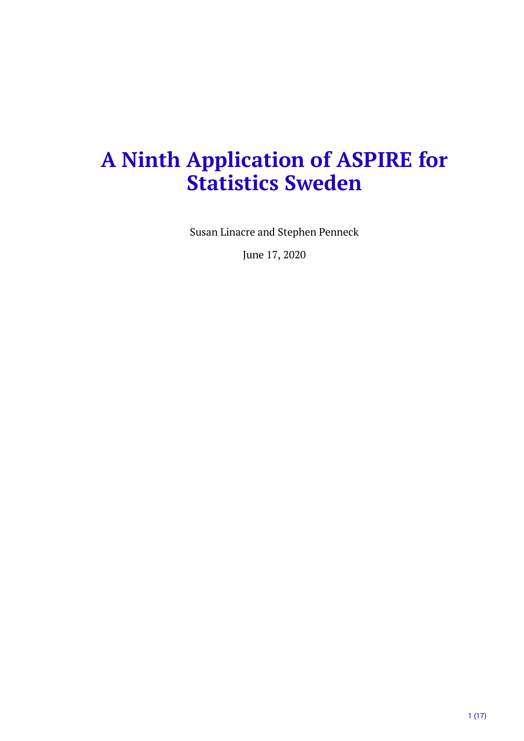# A Ninth Application of ASPIRE for Statistics Sweden

Susan Linacre and Stephen Penneck

June 17, 2020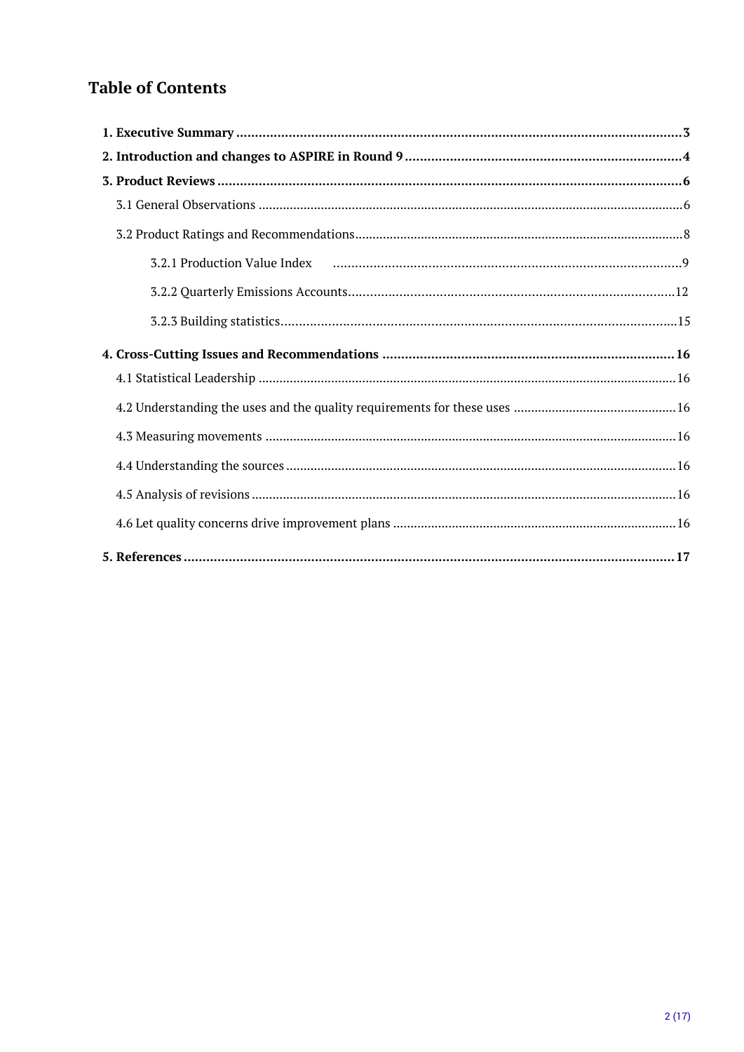## Table of Contents

**1. Executive Summary** ..... **3**

**2. Introduction and changes to ASPIRE in Round 9** ..... **4**

**3. Product Reviews** ..... **6**

3.1 General Observations ..... 6

3.2 Product Ratings and Recommendations ..... 8

3.2.1 Production Value Index ..... 9

3.2.2 Quarterly Emissions Accounts ..... 12

3.2.3 Building statistics ..... 15

**4. Cross-Cutting Issues and Recommendations** ..... **16**

4.1 Statistical Leadership ..... 16

4.2 Understanding the uses and the quality requirements for these uses ..... 16

4.3 Measuring movements ..... 16

4.4 Understanding the sources ..... 16

4.5 Analysis of revisions ..... 16

4.6 Let quality concerns drive improvement plans ..... 16

**5. References** ..... **17**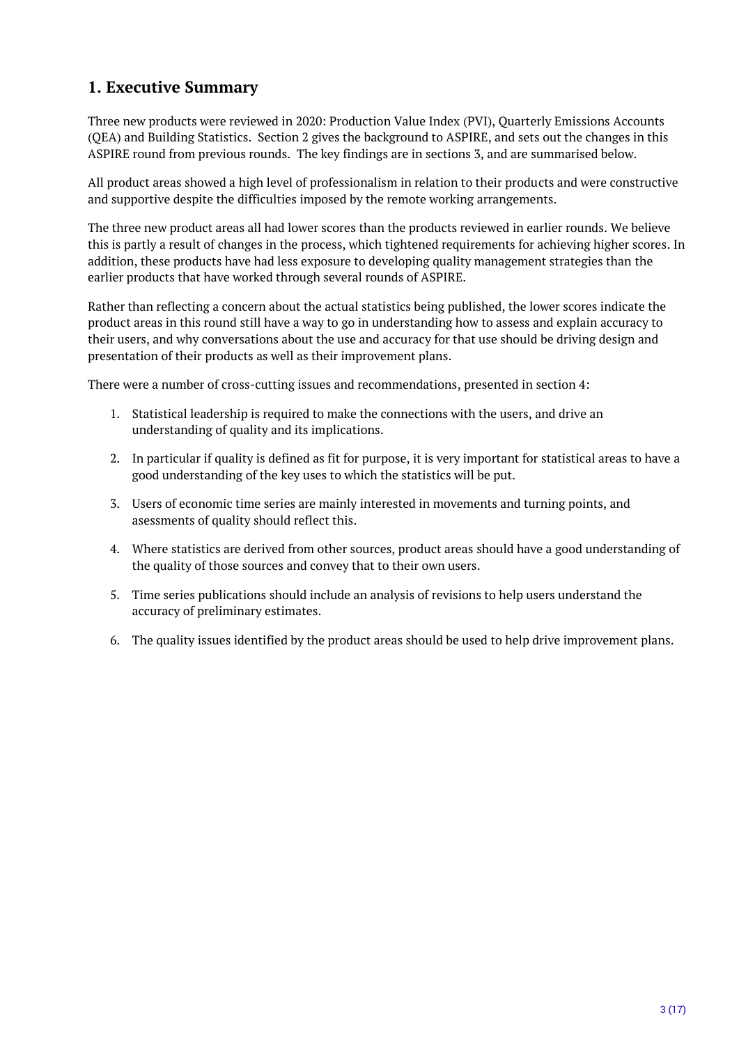## 1. Executive Summary

Three new products were reviewed in 2020: Production Value Index (PVI), Quarterly Emissions Accounts (QEA) and Building Statistics. Section 2 gives the background to ASPIRE, and sets out the changes in this ASPIRE round from previous rounds. The key findings are in sections 3, and are summarised below.

All product areas showed a high level of professionalism in relation to their products and were constructive and supportive despite the difficulties imposed by the remote working arrangements.

The three new product areas all had lower scores than the products reviewed in earlier rounds. We believe this is partly a result of changes in the process, which tightened requirements for achieving higher scores. In addition, these products have had less exposure to developing quality management strategies than the earlier products that have worked through several rounds of ASPIRE.

Rather than reflecting a concern about the actual statistics being published, the lower scores indicate the product areas in this round still have a way to go in understanding how to assess and explain accuracy to their users, and why conversations about the use and accuracy for that use should be driving design and presentation of their products as well as their improvement plans.

There were a number of cross-cutting issues and recommendations, presented in section 4:

1. Statistical leadership is required to make the connections with the users, and drive an understanding of quality and its implications.
2. In particular if quality is defined as fit for purpose, it is very important for statistical areas to have a good understanding of the key uses to which the statistics will be put.
3. Users of economic time series are mainly interested in movements and turning points, and asessments of quality should reflect this.
4. Where statistics are derived from other sources, product areas should have a good understanding of the quality of those sources and convey that to their own users.
5. Time series publications should include an analysis of revisions to help users understand the accuracy of preliminary estimates.
6. The quality issues identified by the product areas should be used to help drive improvement plans.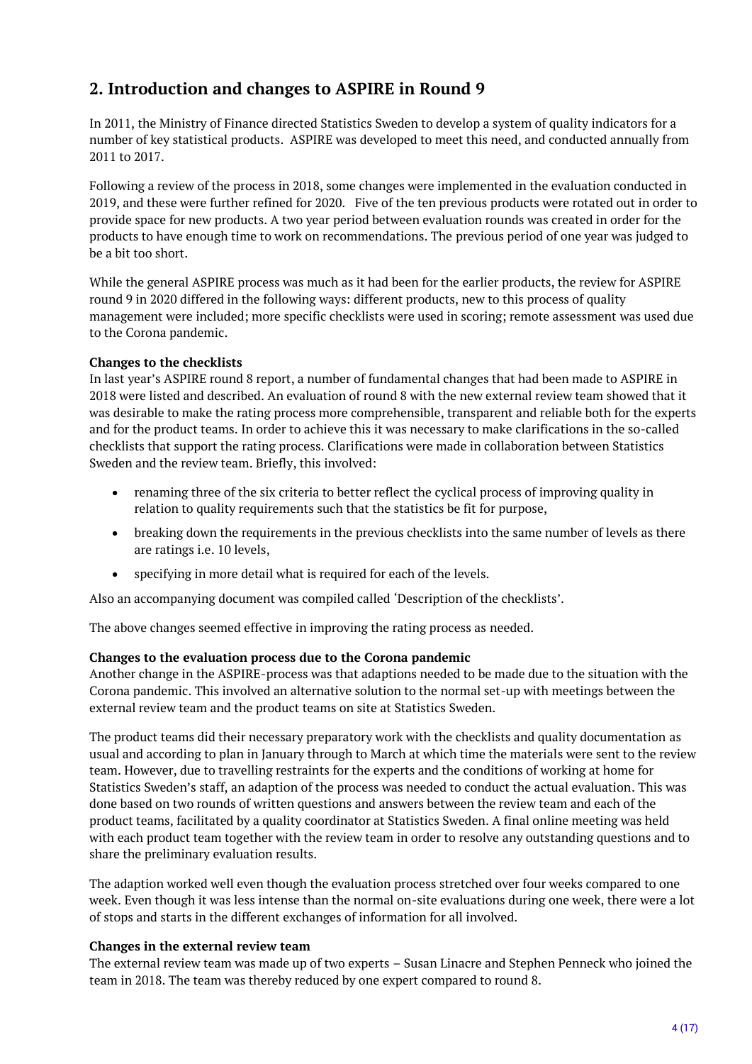## 2. Introduction and changes to ASPIRE in Round 9

In 2011, the Ministry of Finance directed Statistics Sweden to develop a system of quality indicators for a number of key statistical products. ASPIRE was developed to meet this need, and conducted annually from 2011 to 2017.

Following a review of the process in 2018, some changes were implemented in the evaluation conducted in 2019, and these were further refined for 2020. Five of the ten previous products were rotated out in order to provide space for new products. A two year period between evaluation rounds was created in order for the products to have enough time to work on recommendations. The previous period of one year was judged to be a bit too short.

While the general ASPIRE process was much as it had been for the earlier products, the review for ASPIRE round 9 in 2020 differed in the following ways: different products, new to this process of quality management were included; more specific checklists were used in scoring; remote assessment was used due to the Corona pandemic.

**Changes to the checklists**
In last year's ASPIRE round 8 report, a number of fundamental changes that had been made to ASPIRE in 2018 were listed and described. An evaluation of round 8 with the new external review team showed that it was desirable to make the rating process more comprehensible, transparent and reliable both for the experts and for the product teams. In order to achieve this it was necessary to make clarifications in the so-called checklists that support the rating process. Clarifications were made in collaboration between Statistics Sweden and the review team. Briefly, this involved:

- renaming three of the six criteria to better reflect the cyclical process of improving quality in relation to quality requirements such that the statistics be fit for purpose,
- breaking down the requirements in the previous checklists into the same number of levels as there are ratings i.e. 10 levels,
- specifying in more detail what is required for each of the levels.

Also an accompanying document was compiled called 'Description of the checklists'.

The above changes seemed effective in improving the rating process as needed.

**Changes to the evaluation process due to the Corona pandemic**
Another change in the ASPIRE-process was that adaptions needed to be made due to the situation with the Corona pandemic. This involved an alternative solution to the normal set-up with meetings between the external review team and the product teams on site at Statistics Sweden.

The product teams did their necessary preparatory work with the checklists and quality documentation as usual and according to plan in January through to March at which time the materials were sent to the review team. However, due to travelling restraints for the experts and the conditions of working at home for Statistics Sweden's staff, an adaption of the process was needed to conduct the actual evaluation. This was done based on two rounds of written questions and answers between the review team and each of the product teams, facilitated by a quality coordinator at Statistics Sweden. A final online meeting was held with each product team together with the review team in order to resolve any outstanding questions and to share the preliminary evaluation results.

The adaption worked well even though the evaluation process stretched over four weeks compared to one week. Even though it was less intense than the normal on-site evaluations during one week, there were a lot of stops and starts in the different exchanges of information for all involved.

**Changes in the external review team**
The external review team was made up of two experts – Susan Linacre and Stephen Penneck who joined the team in 2018. The team was thereby reduced by one expert compared to round 8.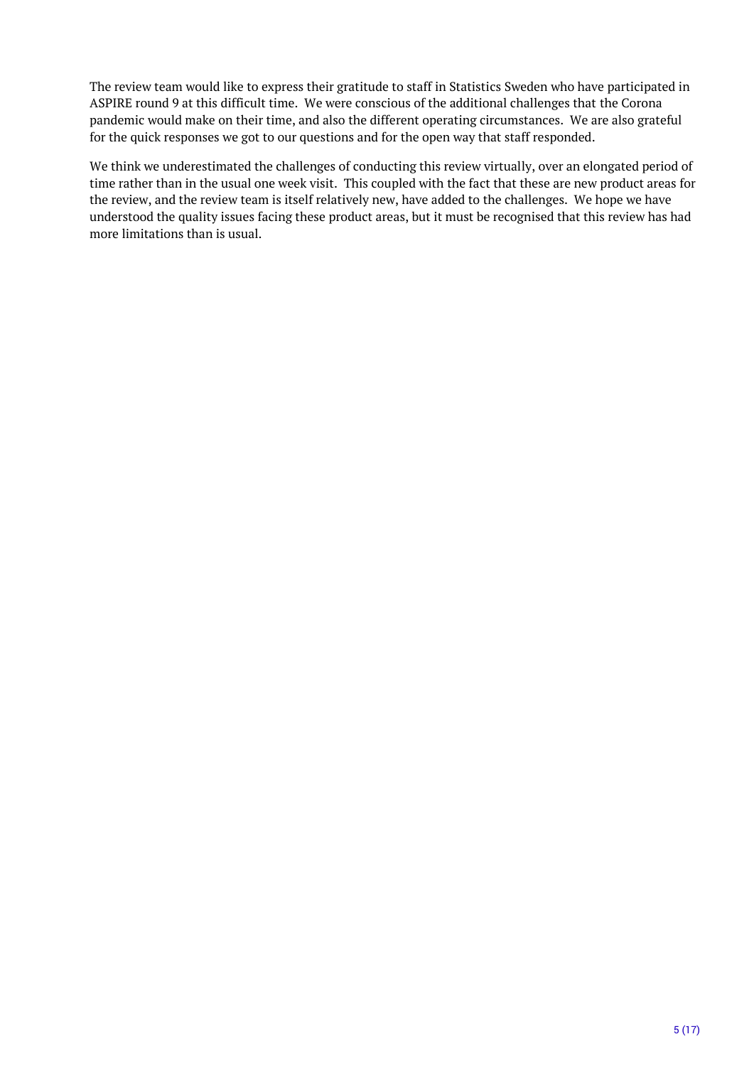The review team would like to express their gratitude to staff in Statistics Sweden who have participated in ASPIRE round 9 at this difficult time. We were conscious of the additional challenges that the Corona pandemic would make on their time, and also the different operating circumstances. We are also grateful for the quick responses we got to our questions and for the open way that staff responded.

We think we underestimated the challenges of conducting this review virtually, over an elongated period of time rather than in the usual one week visit. This coupled with the fact that these are new product areas for the review, and the review team is itself relatively new, have added to the challenges. We hope we have understood the quality issues facing these product areas, but it must be recognised that this review has had more limitations than is usual.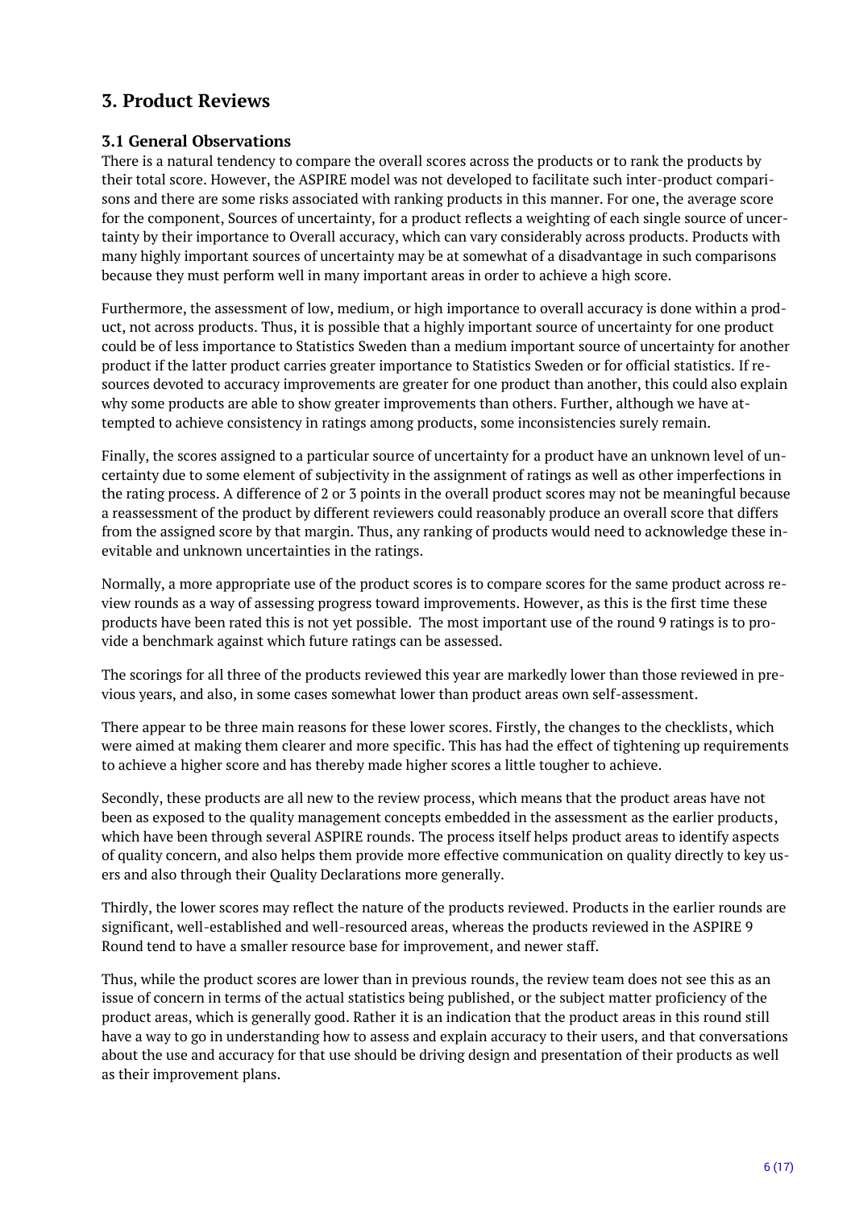## 3. Product Reviews

### 3.1 General Observations

There is a natural tendency to compare the overall scores across the products or to rank the products by their total score. However, the ASPIRE model was not developed to facilitate such inter-product comparisons and there are some risks associated with ranking products in this manner. For one, the average score for the component, Sources of uncertainty, for a product reflects a weighting of each single source of uncertainty by their importance to Overall accuracy, which can vary considerably across products. Products with many highly important sources of uncertainty may be at somewhat of a disadvantage in such comparisons because they must perform well in many important areas in order to achieve a high score.

Furthermore, the assessment of low, medium, or high importance to overall accuracy is done within a product, not across products. Thus, it is possible that a highly important source of uncertainty for one product could be of less importance to Statistics Sweden than a medium important source of uncertainty for another product if the latter product carries greater importance to Statistics Sweden or for official statistics. If resources devoted to accuracy improvements are greater for one product than another, this could also explain why some products are able to show greater improvements than others. Further, although we have attempted to achieve consistency in ratings among products, some inconsistencies surely remain.

Finally, the scores assigned to a particular source of uncertainty for a product have an unknown level of uncertainty due to some element of subjectivity in the assignment of ratings as well as other imperfections in the rating process. A difference of 2 or 3 points in the overall product scores may not be meaningful because a reassessment of the product by different reviewers could reasonably produce an overall score that differs from the assigned score by that margin. Thus, any ranking of products would need to acknowledge these inevitable and unknown uncertainties in the ratings.

Normally, a more appropriate use of the product scores is to compare scores for the same product across review rounds as a way of assessing progress toward improvements. However, as this is the first time these products have been rated this is not yet possible. The most important use of the round 9 ratings is to provide a benchmark against which future ratings can be assessed.

The scorings for all three of the products reviewed this year are markedly lower than those reviewed in previous years, and also, in some cases somewhat lower than product areas own self-assessment.

There appear to be three main reasons for these lower scores. Firstly, the changes to the checklists, which were aimed at making them clearer and more specific. This has had the effect of tightening up requirements to achieve a higher score and has thereby made higher scores a little tougher to achieve.

Secondly, these products are all new to the review process, which means that the product areas have not been as exposed to the quality management concepts embedded in the assessment as the earlier products, which have been through several ASPIRE rounds. The process itself helps product areas to identify aspects of quality concern, and also helps them provide more effective communication on quality directly to key users and also through their Quality Declarations more generally.

Thirdly, the lower scores may reflect the nature of the products reviewed. Products in the earlier rounds are significant, well-established and well-resourced areas, whereas the products reviewed in the ASPIRE 9 Round tend to have a smaller resource base for improvement, and newer staff.

Thus, while the product scores are lower than in previous rounds, the review team does not see this as an issue of concern in terms of the actual statistics being published, or the subject matter proficiency of the product areas, which is generally good. Rather it is an indication that the product areas in this round still have a way to go in understanding how to assess and explain accuracy to their users, and that conversations about the use and accuracy for that use should be driving design and presentation of their products as well as their improvement plans.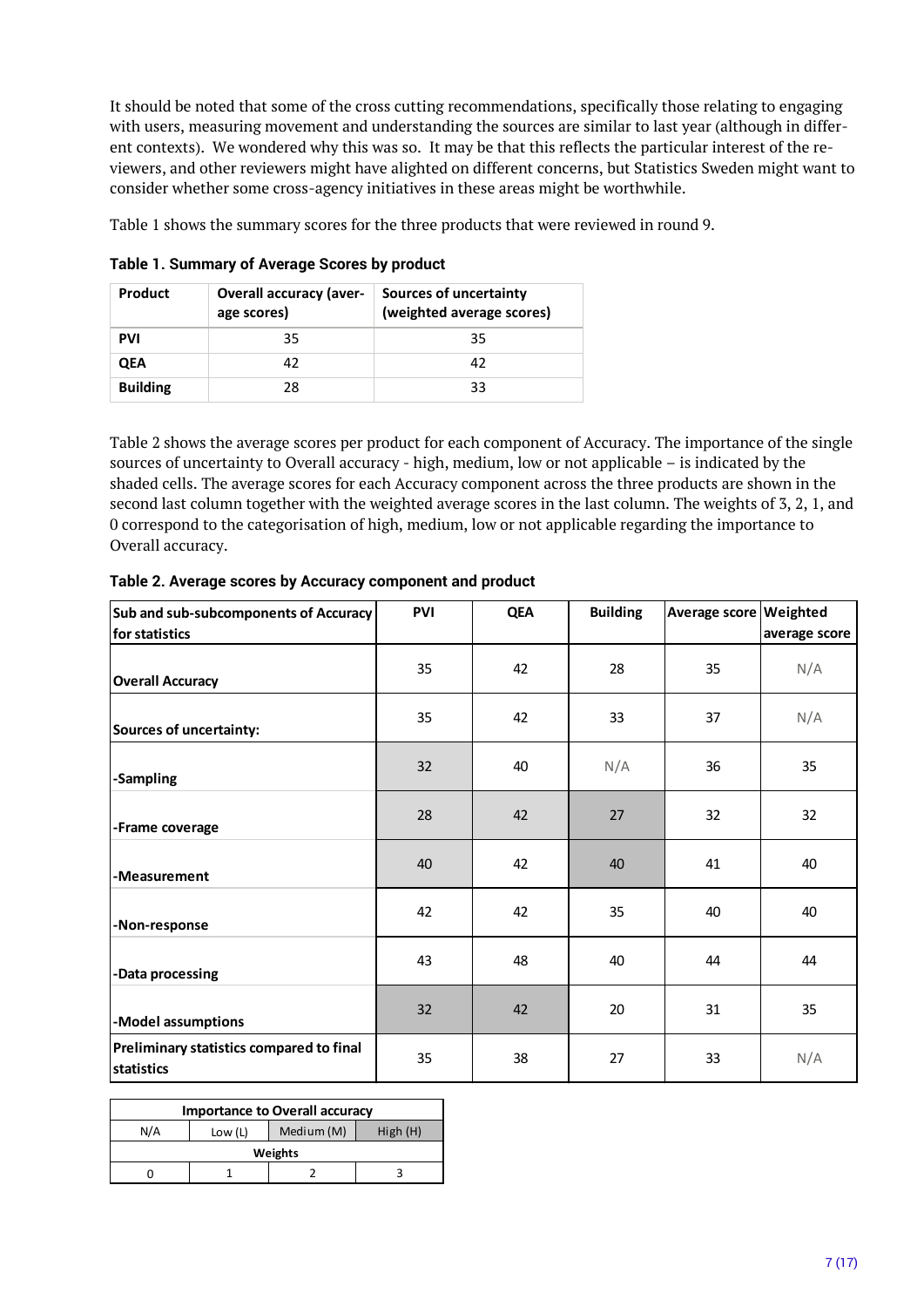It should be noted that some of the cross cutting recommendations, specifically those relating to engaging with users, measuring movement and understanding the sources are similar to last year (although in different contexts). We wondered why this was so. It may be that this reflects the particular interest of the reviewers, and other reviewers might have alighted on different concerns, but Statistics Sweden might want to consider whether some cross-agency initiatives in these areas might be worthwhile.

Table 1 shows the summary scores for the three products that were reviewed in round 9.

**Table 1. Summary of Average Scores by product**

| Product | Overall accuracy (average scores) | Sources of uncertainty (weighted average scores) |
|---|---|---|
| **PVI** | 35 | 35 |
| **QEA** | 42 | 42 |
| **Building** | 28 | 33 |

Table 2 shows the average scores per product for each component of Accuracy. The importance of the single sources of uncertainty to Overall accuracy - high, medium, low or not applicable – is indicated by the shaded cells. The average scores for each Accuracy component across the three products are shown in the second last column together with the weighted average scores in the last column. The weights of 3, 2, 1, and 0 correspond to the categorisation of high, medium, low or not applicable regarding the importance to Overall accuracy.

**Table 2. Average scores by Accuracy component and product**

| Sub and sub-subcomponents of Accuracy for statistics | PVI | QEA | Building | Average score | Weighted average score |
|---|---|---|---|---|---|
| **Overall Accuracy** | 35 | 42 | 28 | 35 | N/A |
| **Sources of uncertainty:** | 35 | 42 | 33 | 37 | N/A |
| **-Sampling** | 32 | 40 | N/A | 36 | 35 |
| **-Frame coverage** | 28 | 42 | 27 | 32 | 32 |
| **-Measurement** | 40 | 42 | 40 | 41 | 40 |
| **-Non-response** | 42 | 42 | 35 | 40 | 40 |
| **-Data processing** | 43 | 48 | 40 | 44 | 44 |
| **-Model assumptions** | 32 | 42 | 20 | 31 | 35 |
| **Preliminary statistics compared to final statistics** | 35 | 38 | 27 | 33 | N/A |

| Importance to Overall accuracy | | | |
|---|---|---|---|
| N/A | Low (L) | Medium (M) | High (H) |
| **Weights** | | | |
| 0 | 1 | 2 | 3 |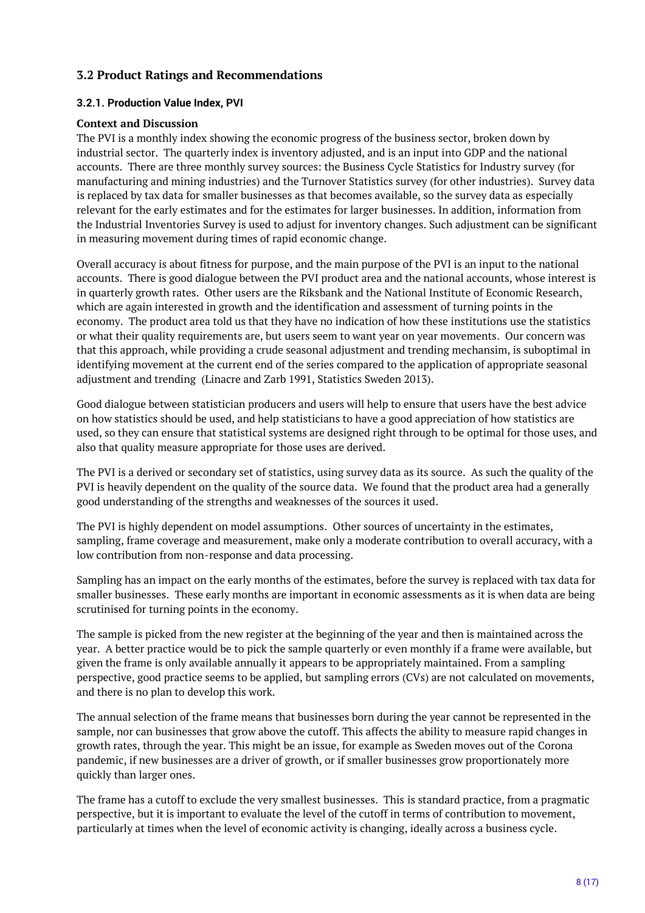## 3.2 Product Ratings and Recommendations

### 3.2.1. Production Value Index, PVI

**Context and Discussion**

The PVI is a monthly index showing the economic progress of the business sector, broken down by industrial sector. The quarterly index is inventory adjusted, and is an input into GDP and the national accounts. There are three monthly survey sources: the Business Cycle Statistics for Industry survey (for manufacturing and mining industries) and the Turnover Statistics survey (for other industries). Survey data is replaced by tax data for smaller businesses as that becomes available, so the survey data as especially relevant for the early estimates and for the estimates for larger businesses. In addition, information from the Industrial Inventories Survey is used to adjust for inventory changes. Such adjustment can be significant in measuring movement during times of rapid economic change.

Overall accuracy is about fitness for purpose, and the main purpose of the PVI is an input to the national accounts. There is good dialogue between the PVI product area and the national accounts, whose interest is in quarterly growth rates. Other users are the Riksbank and the National Institute of Economic Research, which are again interested in growth and the identification and assessment of turning points in the economy. The product area told us that they have no indication of how these institutions use the statistics or what their quality requirements are, but users seem to want year on year movements. Our concern was that this approach, while providing a crude seasonal adjustment and trending mechansim, is suboptimal in identifying movement at the current end of the series compared to the application of appropriate seasonal adjustment and trending (Linacre and Zarb 1991, Statistics Sweden 2013).

Good dialogue between statistician producers and users will help to ensure that users have the best advice on how statistics should be used, and help statisticians to have a good appreciation of how statistics are used, so they can ensure that statistical systems are designed right through to be optimal for those uses, and also that quality measure appropriate for those uses are derived.

The PVI is a derived or secondary set of statistics, using survey data as its source. As such the quality of the PVI is heavily dependent on the quality of the source data. We found that the product area had a generally good understanding of the strengths and weaknesses of the sources it used.

The PVI is highly dependent on model assumptions. Other sources of uncertainty in the estimates, sampling, frame coverage and measurement, make only a moderate contribution to overall accuracy, with a low contribution from non-response and data processing.

Sampling has an impact on the early months of the estimates, before the survey is replaced with tax data for smaller businesses. These early months are important in economic assessments as it is when data are being scrutinised for turning points in the economy.

The sample is picked from the new register at the beginning of the year and then is maintained across the year. A better practice would be to pick the sample quarterly or even monthly if a frame were available, but given the frame is only available annually it appears to be appropriately maintained. From a sampling perspective, good practice seems to be applied, but sampling errors (CVs) are not calculated on movements, and there is no plan to develop this work.

The annual selection of the frame means that businesses born during the year cannot be represented in the sample, nor can businesses that grow above the cutoff. This affects the ability to measure rapid changes in growth rates, through the year. This might be an issue, for example as Sweden moves out of the Corona pandemic, if new businesses are a driver of growth, or if smaller businesses grow proportionately more quickly than larger ones.

The frame has a cutoff to exclude the very smallest businesses. This is standard practice, from a pragmatic perspective, but it is important to evaluate the level of the cutoff in terms of contribution to movement, particularly at times when the level of economic activity is changing, ideally across a business cycle.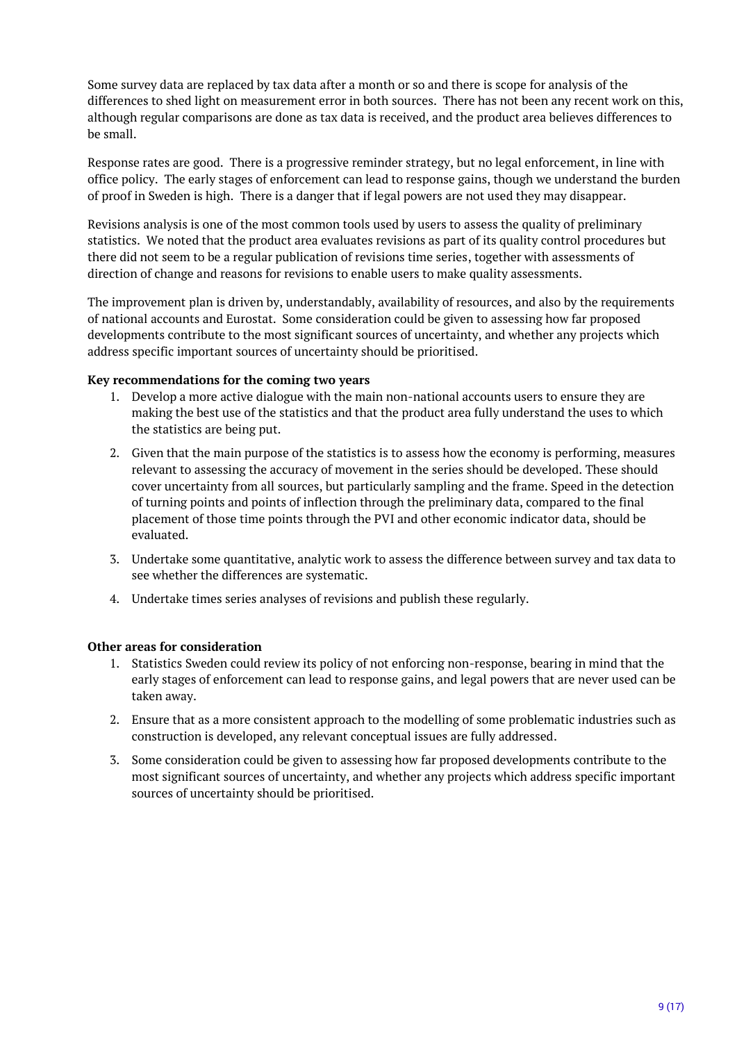Some survey data are replaced by tax data after a month or so and there is scope for analysis of the differences to shed light on measurement error in both sources. There has not been any recent work on this, although regular comparisons are done as tax data is received, and the product area believes differences to be small.

Response rates are good. There is a progressive reminder strategy, but no legal enforcement, in line with office policy. The early stages of enforcement can lead to response gains, though we understand the burden of proof in Sweden is high. There is a danger that if legal powers are not used they may disappear.

Revisions analysis is one of the most common tools used by users to assess the quality of preliminary statistics. We noted that the product area evaluates revisions as part of its quality control procedures but there did not seem to be a regular publication of revisions time series, together with assessments of direction of change and reasons for revisions to enable users to make quality assessments.

The improvement plan is driven by, understandably, availability of resources, and also by the requirements of national accounts and Eurostat. Some consideration could be given to assessing how far proposed developments contribute to the most significant sources of uncertainty, and whether any projects which address specific important sources of uncertainty should be prioritised.

**Key recommendations for the coming two years**

1. Develop a more active dialogue with the main non-national accounts users to ensure they are making the best use of the statistics and that the product area fully understand the uses to which the statistics are being put.
2. Given that the main purpose of the statistics is to assess how the economy is performing, measures relevant to assessing the accuracy of movement in the series should be developed. These should cover uncertainty from all sources, but particularly sampling and the frame. Speed in the detection of turning points and points of inflection through the preliminary data, compared to the final placement of those time points through the PVI and other economic indicator data, should be evaluated.
3. Undertake some quantitative, analytic work to assess the difference between survey and tax data to see whether the differences are systematic.
4. Undertake times series analyses of revisions and publish these regularly.

**Other areas for consideration**

1. Statistics Sweden could review its policy of not enforcing non-response, bearing in mind that the early stages of enforcement can lead to response gains, and legal powers that are never used can be taken away.
2. Ensure that as a more consistent approach to the modelling of some problematic industries such as construction is developed, any relevant conceptual issues are fully addressed.
3. Some consideration could be given to assessing how far proposed developments contribute to the most significant sources of uncertainty, and whether any projects which address specific important sources of uncertainty should be prioritised.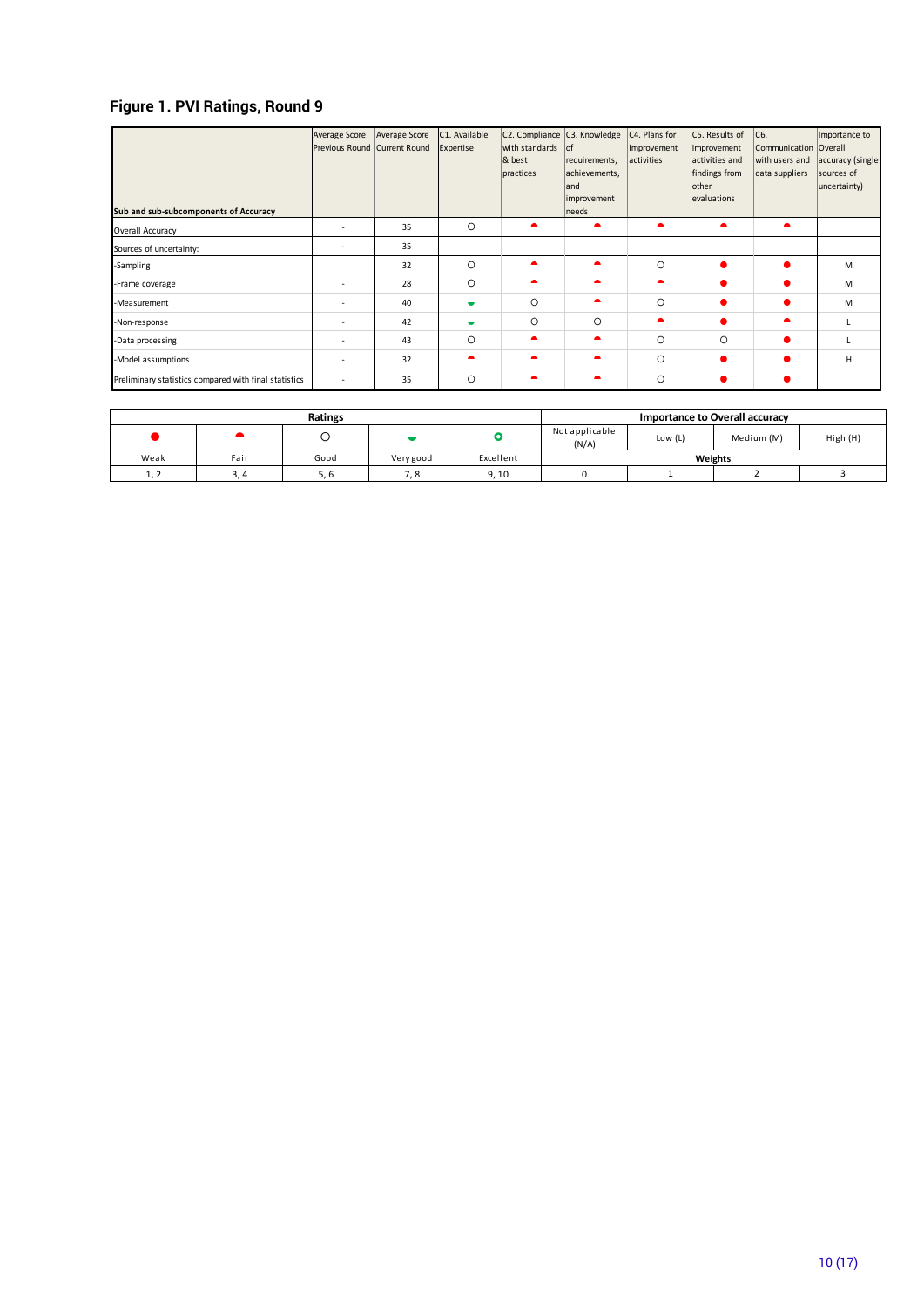## Figure 1. PVI Ratings, Round 9

| Sub and sub-subcomponents of Accuracy | Average Score Previous Round | Average Score Current Round | C1. Available Expertise | C2. Compliance with standards & best practices | C3. Knowledge of requirements, achievements, and improvement needs | C4. Plans for improvement activities | C5. Results of improvement activities and findings from other evaluations | C6. Communication with users and data suppliers | Importance to Overall accuracy (single sources of uncertainty) |
|---|---|---|---|---|---|---|---|---|---|
| Overall Accuracy | - | 35 | ○ | ◓ | ◓ | ◓ | ◓ | ◓ | |
| Sources of uncertainty: | - | 35 | | | | | | | |
| -Sampling | | 32 | ○ | ◓ | ◓ | ○ | ● | ● | M |
| -Frame coverage | - | 28 | ○ | ◓ | ◓ | ◓ | ● | ● | M |
| -Measurement | - | 40 | ◒ | ○ | ◓ | ○ | ● | ● | M |
| -Non-response | - | 42 | ◒ | ○ | ○ | ◓ | ● | ◓ | L |
| -Data processing | - | 43 | ○ | ◓ | ◓ | ○ | ○ | ● | L |
| -Model assumptions | - | 32 | ◓ | ◓ | ◓ | ○ | ● | ● | H |
| Preliminary statistics compared with final statistics | - | 35 | ○ | ◓ | ◓ | ○ | ● | ● | |

| Ratings | | | | | Importance to Overall accuracy | | | |
|---|---|---|---|---|---|---|---|---|
| ● | ◓ | ○ | ◒ | ◉ | Not applicable (N/A) | Low (L) | Medium (M) | High (H) |
| Weak | Fair | Good | Very good | Excellent | Weights | | | |
| 1, 2 | 3, 4 | 5, 6 | 7, 8 | 9, 10 | 0 | 1 | 2 | 3 |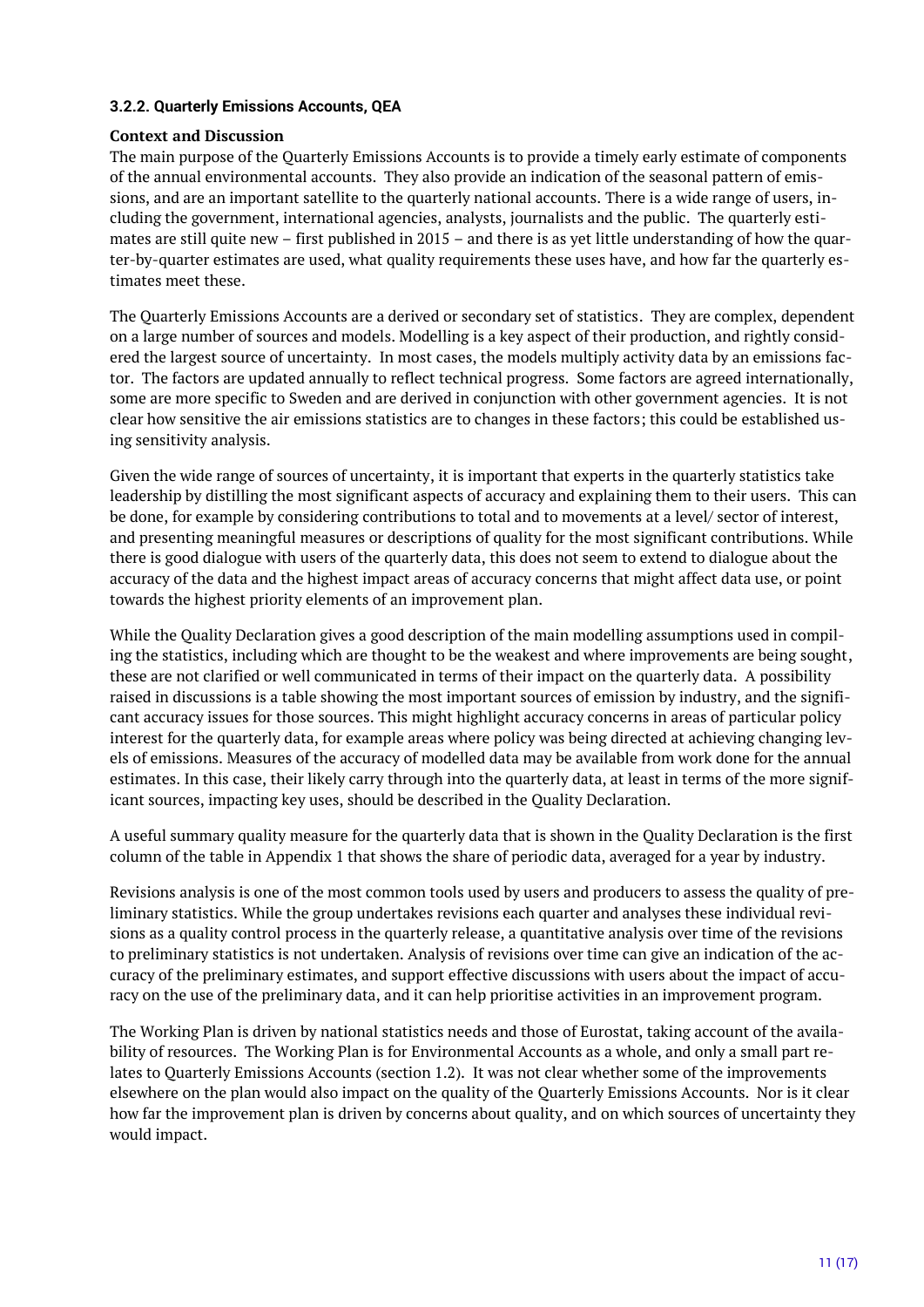### 3.2.2. Quarterly Emissions Accounts, QEA

**Context and Discussion**

The main purpose of the Quarterly Emissions Accounts is to provide a timely early estimate of components of the annual environmental accounts. They also provide an indication of the seasonal pattern of emissions, and are an important satellite to the quarterly national accounts. There is a wide range of users, including the government, international agencies, analysts, journalists and the public. The quarterly estimates are still quite new – first published in 2015 – and there is as yet little understanding of how the quarter-by-quarter estimates are used, what quality requirements these uses have, and how far the quarterly estimates meet these.

The Quarterly Emissions Accounts are a derived or secondary set of statistics. They are complex, dependent on a large number of sources and models. Modelling is a key aspect of their production, and rightly considered the largest source of uncertainty. In most cases, the models multiply activity data by an emissions factor. The factors are updated annually to reflect technical progress. Some factors are agreed internationally, some are more specific to Sweden and are derived in conjunction with other government agencies. It is not clear how sensitive the air emissions statistics are to changes in these factors; this could be established using sensitivity analysis.

Given the wide range of sources of uncertainty, it is important that experts in the quarterly statistics take leadership by distilling the most significant aspects of accuracy and explaining them to their users. This can be done, for example by considering contributions to total and to movements at a level/ sector of interest, and presenting meaningful measures or descriptions of quality for the most significant contributions. While there is good dialogue with users of the quarterly data, this does not seem to extend to dialogue about the accuracy of the data and the highest impact areas of accuracy concerns that might affect data use, or point towards the highest priority elements of an improvement plan.

While the Quality Declaration gives a good description of the main modelling assumptions used in compiling the statistics, including which are thought to be the weakest and where improvements are being sought, these are not clarified or well communicated in terms of their impact on the quarterly data. A possibility raised in discussions is a table showing the most important sources of emission by industry, and the significant accuracy issues for those sources. This might highlight accuracy concerns in areas of particular policy interest for the quarterly data, for example areas where policy was being directed at achieving changing levels of emissions. Measures of the accuracy of modelled data may be available from work done for the annual estimates. In this case, their likely carry through into the quarterly data, at least in terms of the more significant sources, impacting key uses, should be described in the Quality Declaration.

A useful summary quality measure for the quarterly data that is shown in the Quality Declaration is the first column of the table in Appendix 1 that shows the share of periodic data, averaged for a year by industry.

Revisions analysis is one of the most common tools used by users and producers to assess the quality of preliminary statistics. While the group undertakes revisions each quarter and analyses these individual revisions as a quality control process in the quarterly release, a quantitative analysis over time of the revisions to preliminary statistics is not undertaken. Analysis of revisions over time can give an indication of the accuracy of the preliminary estimates, and support effective discussions with users about the impact of accuracy on the use of the preliminary data, and it can help prioritise activities in an improvement program.

The Working Plan is driven by national statistics needs and those of Eurostat, taking account of the availability of resources. The Working Plan is for Environmental Accounts as a whole, and only a small part relates to Quarterly Emissions Accounts (section 1.2). It was not clear whether some of the improvements elsewhere on the plan would also impact on the quality of the Quarterly Emissions Accounts. Nor is it clear how far the improvement plan is driven by concerns about quality, and on which sources of uncertainty they would impact.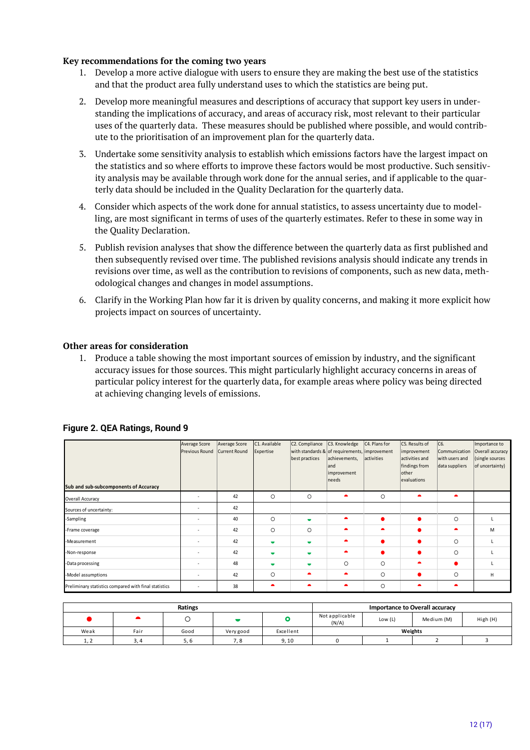**Key recommendations for the coming two years**

1. Develop a more active dialogue with users to ensure they are making the best use of the statistics and that the product area fully understand uses to which the statistics are being put.
2. Develop more meaningful measures and descriptions of accuracy that support key users in understanding the implications of accuracy, and areas of accuracy risk, most relevant to their particular uses of the quarterly data. These measures should be published where possible, and would contribute to the prioritisation of an improvement plan for the quarterly data.
3. Undertake some sensitivity analysis to establish which emissions factors have the largest impact on the statistics and so where efforts to improve these factors would be most productive. Such sensitivity analysis may be available through work done for the annual series, and if applicable to the quarterly data should be included in the Quality Declaration for the quarterly data.
4. Consider which aspects of the work done for annual statistics, to assess uncertainty due to modelling, are most significant in terms of uses of the quarterly estimates. Refer to these in some way in the Quality Declaration.
5. Publish revision analyses that show the difference between the quarterly data as first published and then subsequently revised over time. The published revisions analysis should indicate any trends in revisions over time, as well as the contribution to revisions of components, such as new data, methodological changes and changes in model assumptions.
6. Clarify in the Working Plan how far it is driven by quality concerns, and making it more explicit how projects impact on sources of uncertainty.

**Other areas for consideration**

1. Produce a table showing the most important sources of emission by industry, and the significant accuracy issues for those sources. This might particularly highlight accuracy concerns in areas of particular policy interest for the quarterly data, for example areas where policy was being directed at achieving changing levels of emissions.

**Figure 2. QEA Ratings, Round 9**

| Sub and sub-subcomponents of Accuracy | Average Score Previous Round | Average Score Current Round | C1. Available Expertise | C2. Compliance with standards & best practices | C3. Knowledge of requirements, achievements, and improvement needs | C4. Plans for improvement activities | C5. Results of improvement activities and findings from other evaluations | C6. Communication with users and data suppliers | Importance to Overall accuracy (single sources of uncertainty) |
|---|---|---|---|---|---|---|---|---|---|
| Overall Accuracy | - | 42 | Good | Good | Fair | Good | Fair | Fair | |
| Sources of uncertainty: | - | 42 | | | | | | | |
| -Sampling | - | 40 | Good | Very good | Fair | Weak | Weak | Good | L |
| -Frame coverage | - | 42 | Good | Good | Fair | Fair | Weak | Fair | M |
| -Measurement | - | 42 | Very good | Very good | Fair | Weak | Weak | Good | L |
| -Non-response | - | 42 | Very good | Very good | Fair | Weak | Weak | Good | L |
| -Data processing | - | 48 | Very good | Very good | Good | Good | Fair | Weak | L |
| -Model assumptions | - | 42 | Good | Fair | Fair | Good | Weak | Good | H |
| Preliminary statistics compared with final statistics | - | 38 | Fair | Fair | Fair | Good | Fair | Fair | |

| Ratings | | | | | Importance to Overall accuracy | | | |
|---|---|---|---|---|---|---|---|---|
| Weak | Fair | Good | Very good | Excellent | Not applicable (N/A) | Low (L) | Medium (M) | High (H) |
| | | | | | Weights | | | |
| 1, 2 | 3, 4 | 5, 6 | 7, 8 | 9, 10 | 0 | 1 | 2 | 3 |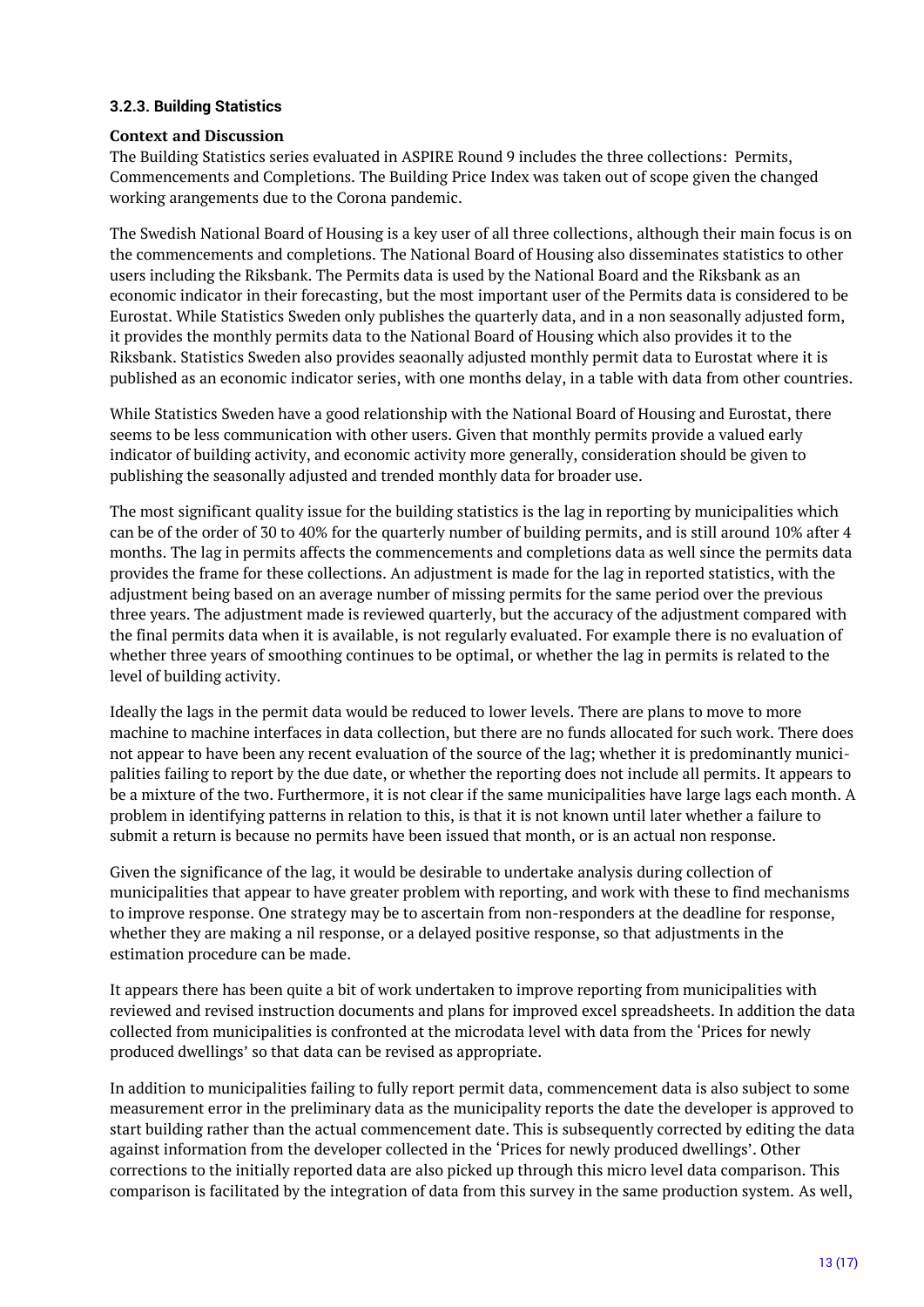### 3.2.3. Building Statistics

**Context and Discussion**

The Building Statistics series evaluated in ASPIRE Round 9 includes the three collections: Permits, Commencements and Completions. The Building Price Index was taken out of scope given the changed working arangements due to the Corona pandemic.

The Swedish National Board of Housing is a key user of all three collections, although their main focus is on the commencements and completions. The National Board of Housing also disseminates statistics to other users including the Riksbank. The Permits data is used by the National Board and the Riksbank as an economic indicator in their forecasting, but the most important user of the Permits data is considered to be Eurostat. While Statistics Sweden only publishes the quarterly data, and in a non seasonally adjusted form, it provides the monthly permits data to the National Board of Housing which also provides it to the Riksbank. Statistics Sweden also provides seaonally adjusted monthly permit data to Eurostat where it is published as an economic indicator series, with one months delay, in a table with data from other countries.

While Statistics Sweden have a good relationship with the National Board of Housing and Eurostat, there seems to be less communication with other users. Given that monthly permits provide a valued early indicator of building activity, and economic activity more generally, consideration should be given to publishing the seasonally adjusted and trended monthly data for broader use.

The most significant quality issue for the building statistics is the lag in reporting by municipalities which can be of the order of 30 to 40% for the quarterly number of building permits, and is still around 10% after 4 months. The lag in permits affects the commencements and completions data as well since the permits data provides the frame for these collections. An adjustment is made for the lag in reported statistics, with the adjustment being based on an average number of missing permits for the same period over the previous three years. The adjustment made is reviewed quarterly, but the accuracy of the adjustment compared with the final permits data when it is available, is not regularly evaluated. For example there is no evaluation of whether three years of smoothing continues to be optimal, or whether the lag in permits is related to the level of building activity.

Ideally the lags in the permit data would be reduced to lower levels. There are plans to move to more machine to machine interfaces in data collection, but there are no funds allocated for such work. There does not appear to have been any recent evaluation of the source of the lag; whether it is predominantly municipalities failing to report by the due date, or whether the reporting does not include all permits. It appears to be a mixture of the two. Furthermore, it is not clear if the same municipalities have large lags each month. A problem in identifying patterns in relation to this, is that it is not known until later whether a failure to submit a return is because no permits have been issued that month, or is an actual non response.

Given the significance of the lag, it would be desirable to undertake analysis during collection of municipalities that appear to have greater problem with reporting, and work with these to find mechanisms to improve response. One strategy may be to ascertain from non-responders at the deadline for response, whether they are making a nil response, or a delayed positive response, so that adjustments in the estimation procedure can be made.

It appears there has been quite a bit of work undertaken to improve reporting from municipalities with reviewed and revised instruction documents and plans for improved excel spreadsheets. In addition the data collected from municipalities is confronted at the microdata level with data from the 'Prices for newly produced dwellings' so that data can be revised as appropriate.

In addition to municipalities failing to fully report permit data, commencement data is also subject to some measurement error in the preliminary data as the municipality reports the date the developer is approved to start building rather than the actual commencement date. This is subsequently corrected by editing the data against information from the developer collected in the 'Prices for newly produced dwellings'. Other corrections to the initially reported data are also picked up through this micro level data comparison. This comparison is facilitated by the integration of data from this survey in the same production system. As well,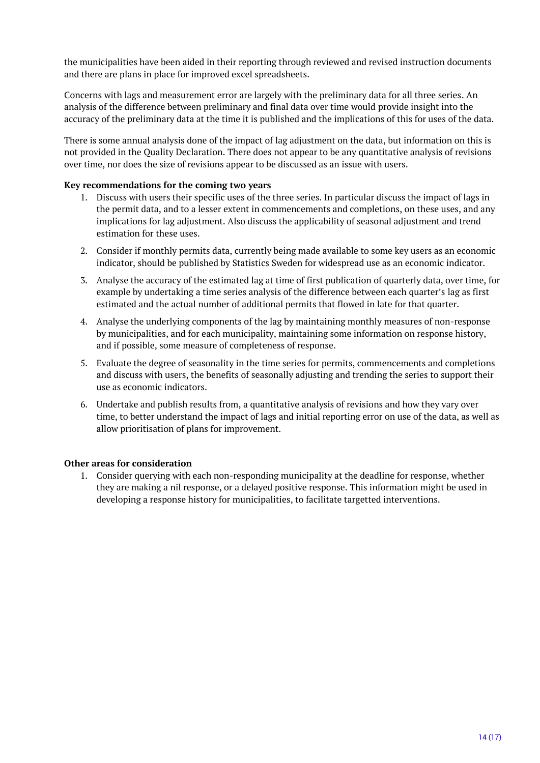the municipalities have been aided in their reporting through reviewed and revised instruction documents and there are plans in place for improved excel spreadsheets.

Concerns with lags and measurement error are largely with the preliminary data for all three series. An analysis of the difference between preliminary and final data over time would provide insight into the accuracy of the preliminary data at the time it is published and the implications of this for uses of the data.

There is some annual analysis done of the impact of lag adjustment on the data, but information on this is not provided in the Quality Declaration. There does not appear to be any quantitative analysis of revisions over time, nor does the size of revisions appear to be discussed as an issue with users.

**Key recommendations for the coming two years**

1. Discuss with users their specific uses of the three series. In particular discuss the impact of lags in the permit data, and to a lesser extent in commencements and completions, on these uses, and any implications for lag adjustment. Also discuss the applicability of seasonal adjustment and trend estimation for these uses.
2. Consider if monthly permits data, currently being made available to some key users as an economic indicator, should be published by Statistics Sweden for widespread use as an economic indicator.
3. Analyse the accuracy of the estimated lag at time of first publication of quarterly data, over time, for example by undertaking a time series analysis of the difference between each quarter's lag as first estimated and the actual number of additional permits that flowed in late for that quarter.
4. Analyse the underlying components of the lag by maintaining monthly measures of non-response by municipalities, and for each municipality, maintaining some information on response history, and if possible, some measure of completeness of response.
5. Evaluate the degree of seasonality in the time series for permits, commencements and completions and discuss with users, the benefits of seasonally adjusting and trending the series to support their use as economic indicators.
6. Undertake and publish results from, a quantitative analysis of revisions and how they vary over time, to better understand the impact of lags and initial reporting error on use of the data, as well as allow prioritisation of plans for improvement.

**Other areas for consideration**

1. Consider querying with each non-responding municipality at the deadline for response, whether they are making a nil response, or a delayed positive response. This information might be used in developing a response history for municipalities, to facilitate targetted interventions.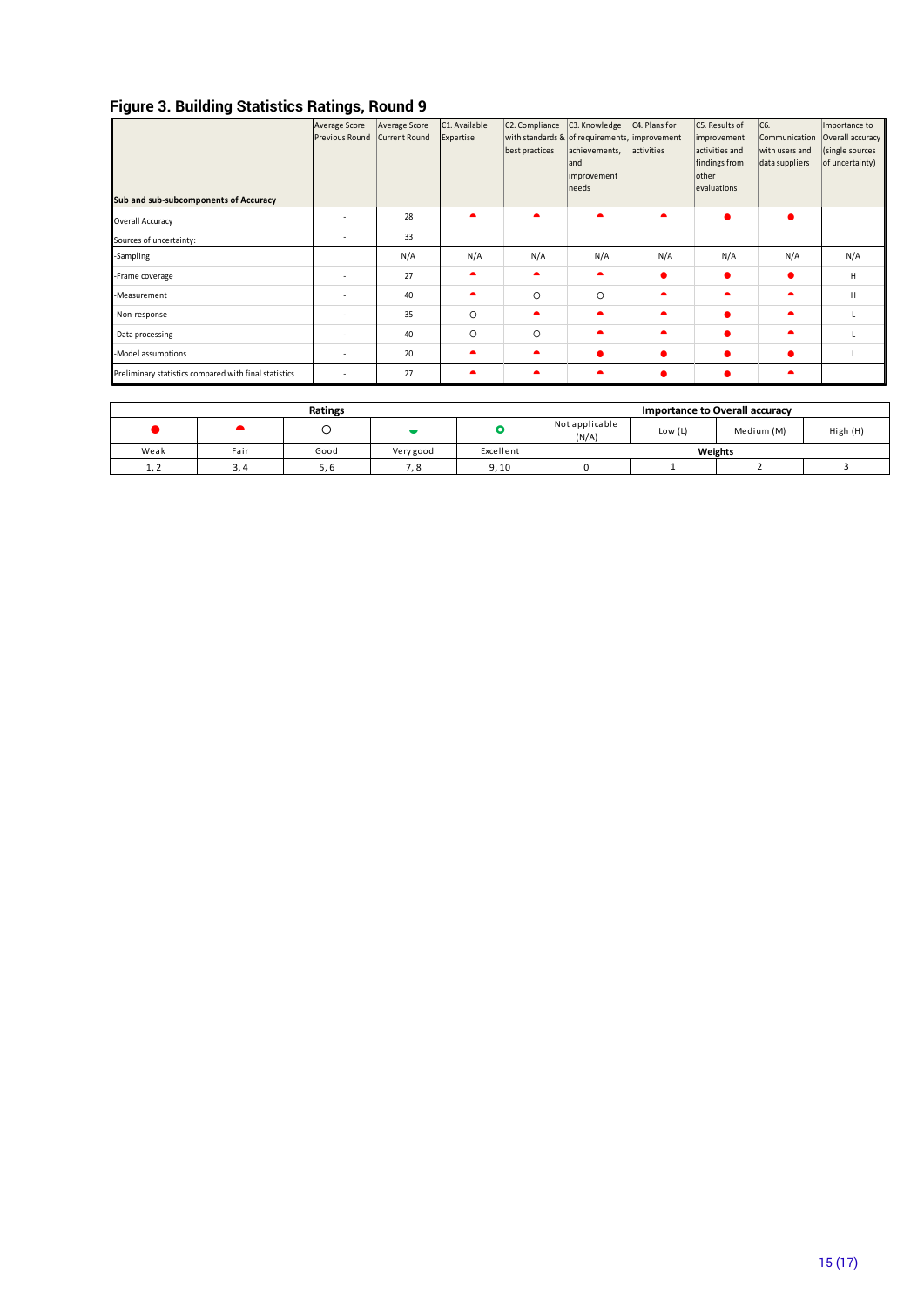## Figure 3. Building Statistics Ratings, Round 9

| Sub and sub-subcomponents of Accuracy | Average Score Previous Round | Average Score Current Round | C1. Available Expertise | C2. Compliance with standards & best practices | C3. Knowledge of requirements, achievements, and improvement needs | C4. Plans for improvement activities | C5. Results of improvement activities and findings from other evaluations | C6. Communication with users and data suppliers | Importance to Overall accuracy (single sources of uncertainty) |
|---|---|---|---|---|---|---|---|---|---|
| Overall Accuracy | - | 28 | ◓ | ◓ | ◓ | ◓ | ● | ● | |
| Sources of uncertainty: | - | 33 | | | | | | | |
| -Sampling | | N/A | N/A | N/A | N/A | N/A | N/A | N/A | N/A |
| -Frame coverage | - | 27 | ◓ | ◓ | ◓ | ● | ● | ● | H |
| -Measurement | - | 40 | ◓ | ○ | ○ | ◓ | ◓ | ◓ | H |
| -Non-response | - | 35 | ○ | ◓ | ◓ | ◓ | ● | ◓ | L |
| -Data processing | - | 40 | ○ | ○ | ◓ | ◓ | ● | ◓ | L |
| -Model assumptions | - | 20 | ◓ | ◓ | ● | ● | ● | ● | L |
| Preliminary statistics compared with final statistics | - | 27 | ◓ | ◓ | ◓ | ● | ● | ◓ | |

| Ratings | | | | | Importance to Overall accuracy | | | |
|---|---|---|---|---|---|---|---|---|
| ● | ◓ | ○ | ◒ | ◎ | Not applicable (N/A) | Low (L) | Medium (M) | High (H) |
| Weak | Fair | Good | Very good | Excellent | Weights | | | |
| 1, 2 | 3, 4 | 5, 6 | 7, 8 | 9, 10 | 0 | 1 | 2 | 3 |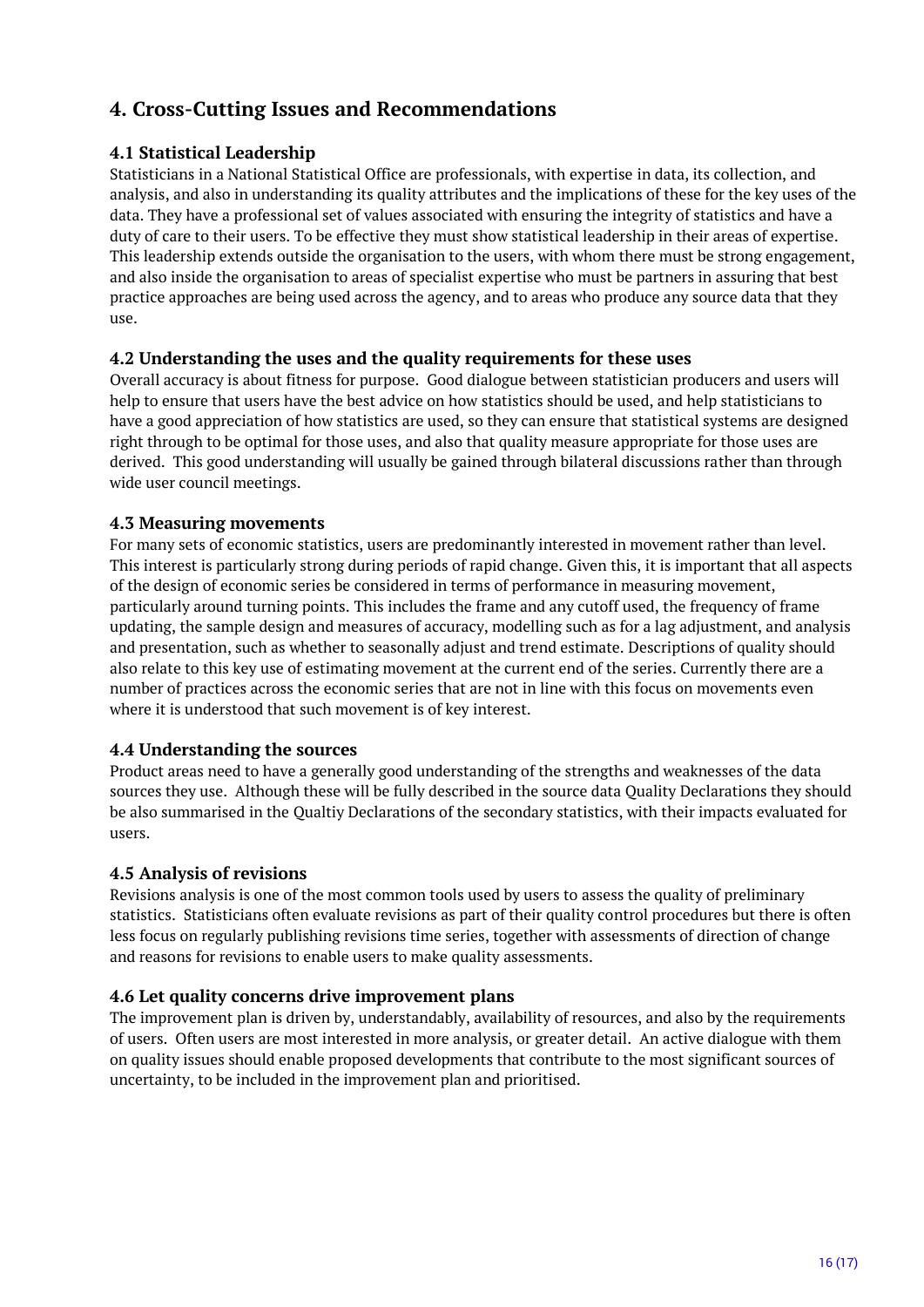## 4. Cross-Cutting Issues and Recommendations

### 4.1 Statistical Leadership

Statisticians in a National Statistical Office are professionals, with expertise in data, its collection, and analysis, and also in understanding its quality attributes and the implications of these for the key uses of the data. They have a professional set of values associated with ensuring the integrity of statistics and have a duty of care to their users. To be effective they must show statistical leadership in their areas of expertise. This leadership extends outside the organisation to the users, with whom there must be strong engagement, and also inside the organisation to areas of specialist expertise who must be partners in assuring that best practice approaches are being used across the agency, and to areas who produce any source data that they use.

### 4.2 Understanding the uses and the quality requirements for these uses

Overall accuracy is about fitness for purpose. Good dialogue between statistician producers and users will help to ensure that users have the best advice on how statistics should be used, and help statisticians to have a good appreciation of how statistics are used, so they can ensure that statistical systems are designed right through to be optimal for those uses, and also that quality measure appropriate for those uses are derived. This good understanding will usually be gained through bilateral discussions rather than through wide user council meetings.

### 4.3 Measuring movements

For many sets of economic statistics, users are predominantly interested in movement rather than level. This interest is particularly strong during periods of rapid change. Given this, it is important that all aspects of the design of economic series be considered in terms of performance in measuring movement, particularly around turning points. This includes the frame and any cutoff used, the frequency of frame updating, the sample design and measures of accuracy, modelling such as for a lag adjustment, and analysis and presentation, such as whether to seasonally adjust and trend estimate. Descriptions of quality should also relate to this key use of estimating movement at the current end of the series. Currently there are a number of practices across the economic series that are not in line with this focus on movements even where it is understood that such movement is of key interest.

### 4.4 Understanding the sources

Product areas need to have a generally good understanding of the strengths and weaknesses of the data sources they use. Although these will be fully described in the source data Quality Declarations they should be also summarised in the Qualtiy Declarations of the secondary statistics, with their impacts evaluated for users.

### 4.5 Analysis of revisions

Revisions analysis is one of the most common tools used by users to assess the quality of preliminary statistics. Statisticians often evaluate revisions as part of their quality control procedures but there is often less focus on regularly publishing revisions time series, together with assessments of direction of change and reasons for revisions to enable users to make quality assessments.

### 4.6 Let quality concerns drive improvement plans

The improvement plan is driven by, understandably, availability of resources, and also by the requirements of users. Often users are most interested in more analysis, or greater detail. An active dialogue with them on quality issues should enable proposed developments that contribute to the most significant sources of uncertainty, to be included in the improvement plan and prioritised.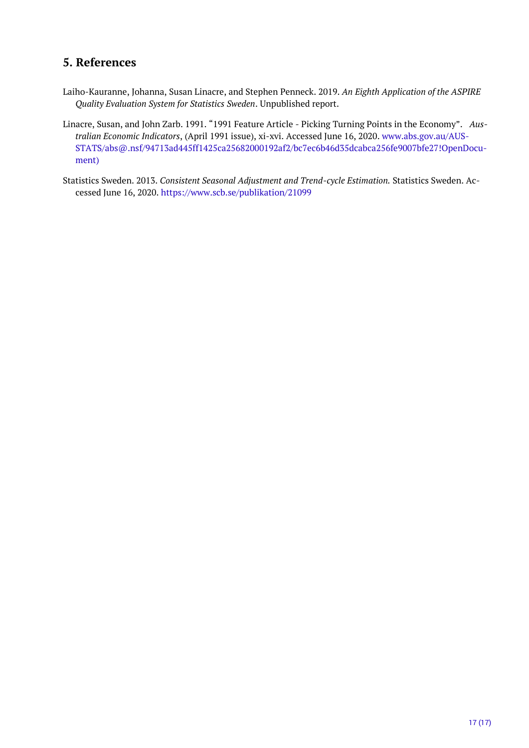## 5. References

Laiho-Kauranne, Johanna, Susan Linacre, and Stephen Penneck. 2019. *An Eighth Application of the ASPIRE Quality Evaluation System for Statistics Sweden*. Unpublished report.

Linacre, Susan, and John Zarb. 1991. "1991 Feature Article - Picking Turning Points in the Economy". *Australian Economic Indicators*, (April 1991 issue), xi-xvi. Accessed June 16, 2020. www.abs.gov.au/AUSSTATS/abs@.nsf/94713ad445ff1425ca25682000192af2/bc7ec6b46d35dcabca256fe9007bfe27!OpenDocument)

Statistics Sweden. 2013. *Consistent Seasonal Adjustment and Trend-cycle Estimation.* Statistics Sweden. Accessed June 16, 2020. https://www.scb.se/publikation/21099